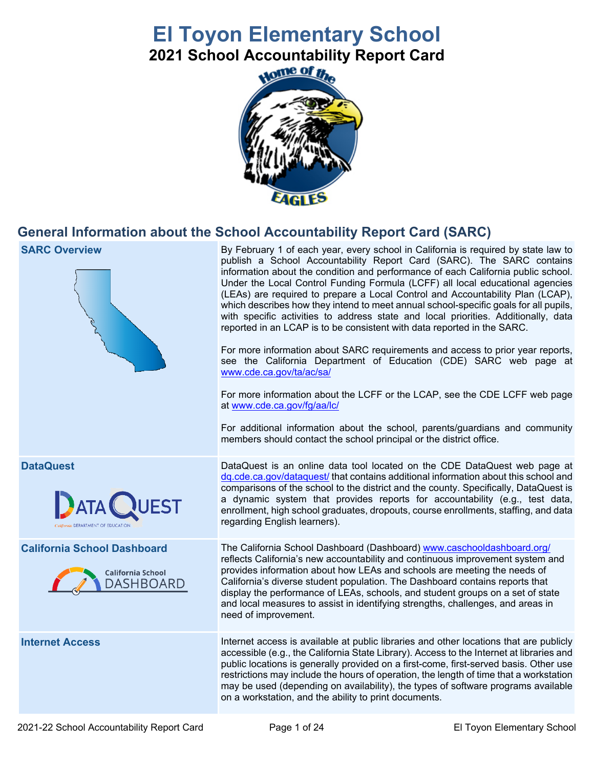# El Toyon Elementary School

## 2021 School Accountability Report Card

## General Information about the School Accountability Report Card (SARC)

| | |
|---|---|
| **SARC Overview** | By February 1 of each year, every school in California is required by state law to publish a School Accountability Report Card (SARC). The SARC contains information about the condition and performance of each California public school. Under the Local Control Funding Formula (LCFF) all local educational agencies (LEAs) are required to prepare a Local Control and Accountability Plan (LCAP), which describes how they intend to meet annual school-specific goals for all pupils, with specific activities to address state and local priorities. Additionally, data reported in an LCAP is to be consistent with data reported in the SARC.<br><br>For more information about SARC requirements and access to prior year reports, see the California Department of Education (CDE) SARC web page at www.cde.ca.gov/ta/ac/sa/<br><br>For more information about the LCFF or the LCAP, see the CDE LCFF web page at www.cde.ca.gov/fg/aa/lc/<br><br>For additional information about the school, parents/guardians and community members should contact the school principal or the district office. |
| **DataQuest** | DataQuest is an online data tool located on the CDE DataQuest web page at dq.cde.ca.gov/dataquest/ that contains additional information about this school and comparisons of the school to the district and the county. Specifically, DataQuest is a dynamic system that provides reports for accountability (e.g., test data, enrollment, high school graduates, dropouts, course enrollments, staffing, and data regarding English learners). |
| **California School Dashboard** | The California School Dashboard (Dashboard) www.caschooldashboard.org/ reflects California's new accountability and continuous improvement system and provides information about how LEAs and schools are meeting the needs of California's diverse student population. The Dashboard contains reports that display the performance of LEAs, schools, and student groups on a set of state and local measures to assist in identifying strengths, challenges, and areas in need of improvement. |
| **Internet Access** | Internet access is available at public libraries and other locations that are publicly accessible (e.g., the California State Library). Access to the Internet at libraries and public locations is generally provided on a first-come, first-served basis. Other use restrictions may include the hours of operation, the length of time that a workstation may be used (depending on availability), the types of software programs available on a workstation, and the ability to print documents. |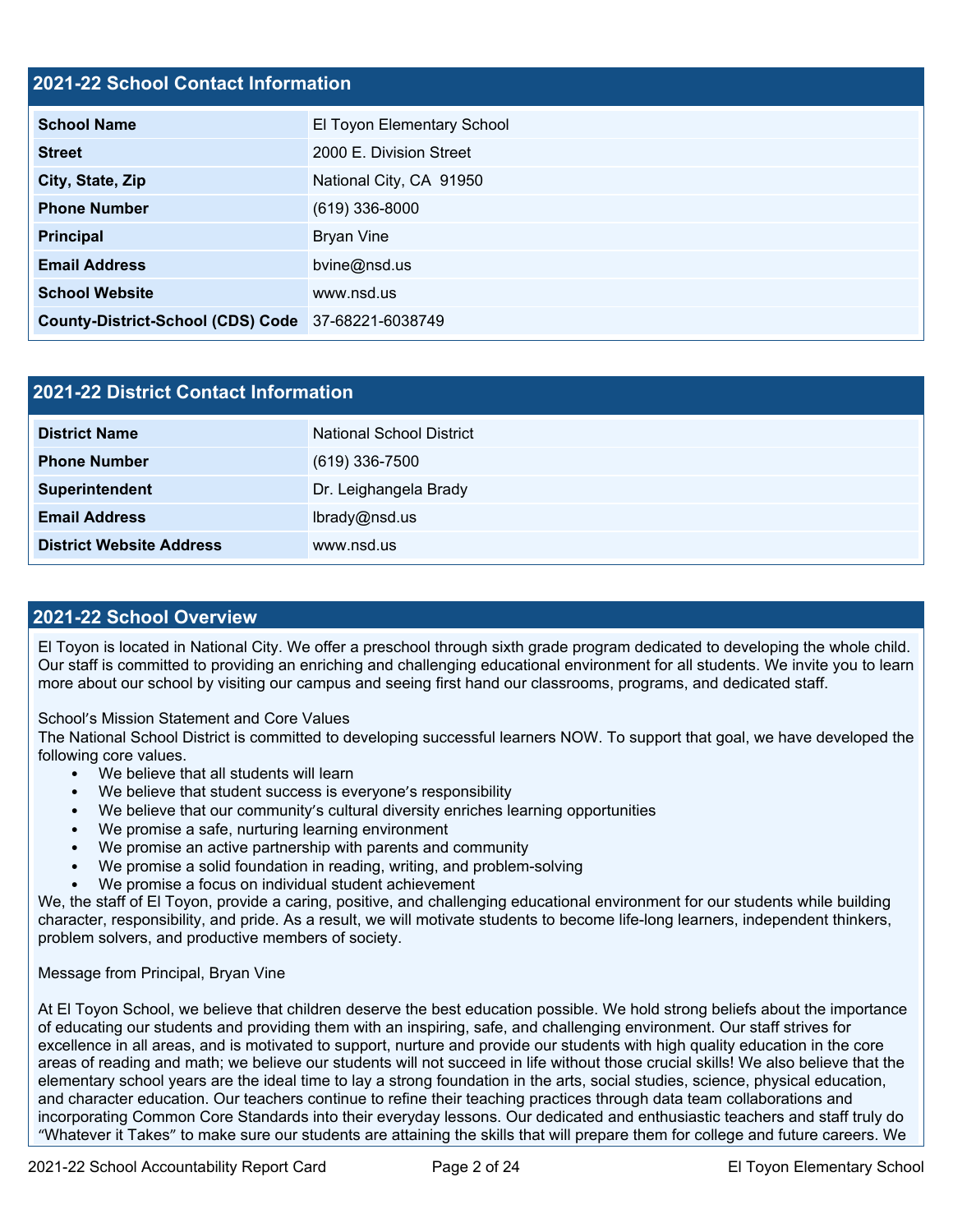## 2021-22 School Contact Information

| | |
|---|---|
| **School Name** | El Toyon Elementary School |
| **Street** | 2000 E. Division Street |
| **City, State, Zip** | National City, CA 91950 |
| **Phone Number** | (619) 336-8000 |
| **Principal** | Bryan Vine |
| **Email Address** | bvine@nsd.us |
| **School Website** | www.nsd.us |
| **County-District-School (CDS) Code** | 37-68221-6038749 |

## 2021-22 District Contact Information

| | |
|---|---|
| **District Name** | National School District |
| **Phone Number** | (619) 336-7500 |
| **Superintendent** | Dr. Leighangela Brady |
| **Email Address** | lbrady@nsd.us |
| **District Website Address** | www.nsd.us |

## 2021-22 School Overview

El Toyon is located in National City. We offer a preschool through sixth grade program dedicated to developing the whole child. Our staff is committed to providing an enriching and challenging educational environment for all students. We invite you to learn more about our school by visiting our campus and seeing first hand our classrooms, programs, and dedicated staff.

School's Mission Statement and Core Values

The National School District is committed to developing successful learners NOW. To support that goal, we have developed the following core values.

- We believe that all students will learn
- We believe that student success is everyone's responsibility
- We believe that our community's cultural diversity enriches learning opportunities
- We promise a safe, nurturing learning environment
- We promise an active partnership with parents and community
- We promise a solid foundation in reading, writing, and problem-solving
- We promise a focus on individual student achievement

We, the staff of El Toyon, provide a caring, positive, and challenging educational environment for our students while building character, responsibility, and pride. As a result, we will motivate students to become life-long learners, independent thinkers, problem solvers, and productive members of society.

Message from Principal, Bryan Vine

At El Toyon School, we believe that children deserve the best education possible. We hold strong beliefs about the importance of educating our students and providing them with an inspiring, safe, and challenging environment. Our staff strives for excellence in all areas, and is motivated to support, nurture and provide our students with high quality education in the core areas of reading and math; we believe our students will not succeed in life without those crucial skills! We also believe that the elementary school years are the ideal time to lay a strong foundation in the arts, social studies, science, physical education, and character education. Our teachers continue to refine their teaching practices through data team collaborations and incorporating Common Core Standards into their everyday lessons. Our dedicated and enthusiastic teachers and staff truly do "Whatever it Takes" to make sure our students are attaining the skills that will prepare them for college and future careers. We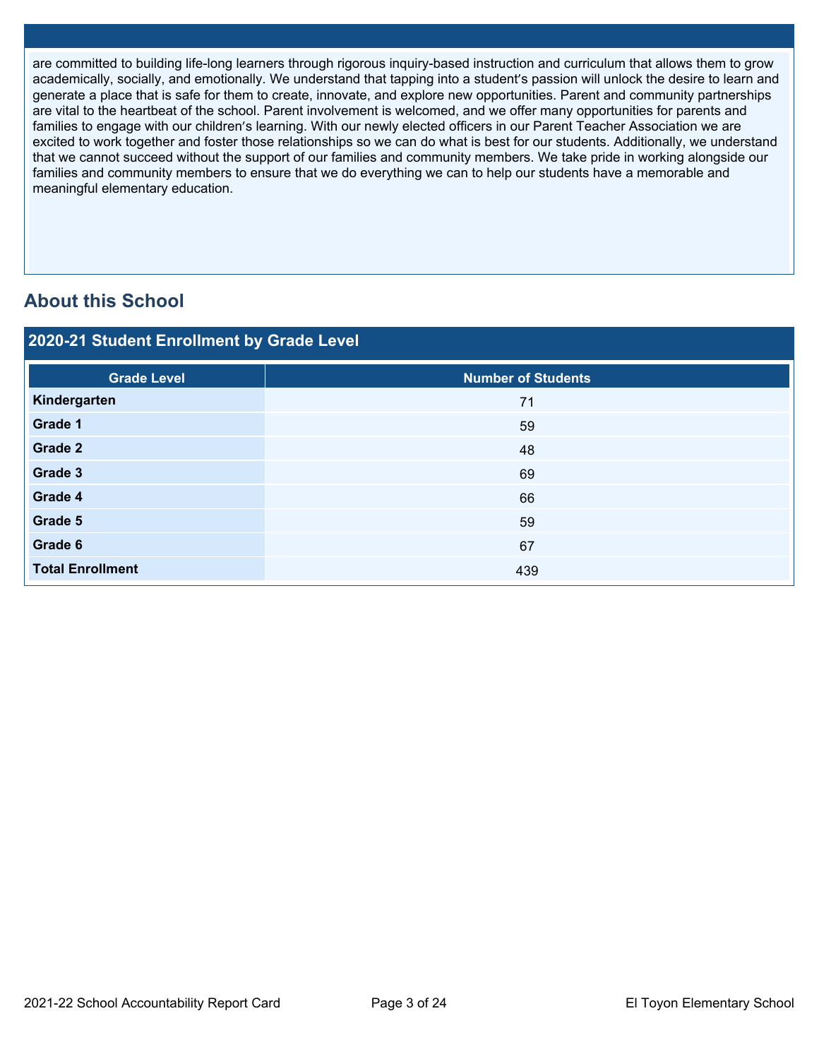are committed to building life-long learners through rigorous inquiry-based instruction and curriculum that allows them to grow academically, socially, and emotionally. We understand that tapping into a student's passion will unlock the desire to learn and generate a place that is safe for them to create, innovate, and explore new opportunities. Parent and community partnerships are vital to the heartbeat of the school. Parent involvement is welcomed, and we offer many opportunities for parents and families to engage with our children's learning. With our newly elected officers in our Parent Teacher Association we are excited to work together and foster those relationships so we can do what is best for our students. Additionally, we understand that we cannot succeed without the support of our families and community members. We take pride in working alongside our families and community members to ensure that we do everything we can to help our students have a memorable and meaningful elementary education.

## About this School

### 2020-21 Student Enrollment by Grade Level

| Grade Level | Number of Students |
|---|---|
| **Kindergarten** | 71 |
| **Grade 1** | 59 |
| **Grade 2** | 48 |
| **Grade 3** | 69 |
| **Grade 4** | 66 |
| **Grade 5** | 59 |
| **Grade 6** | 67 |
| **Total Enrollment** | 439 |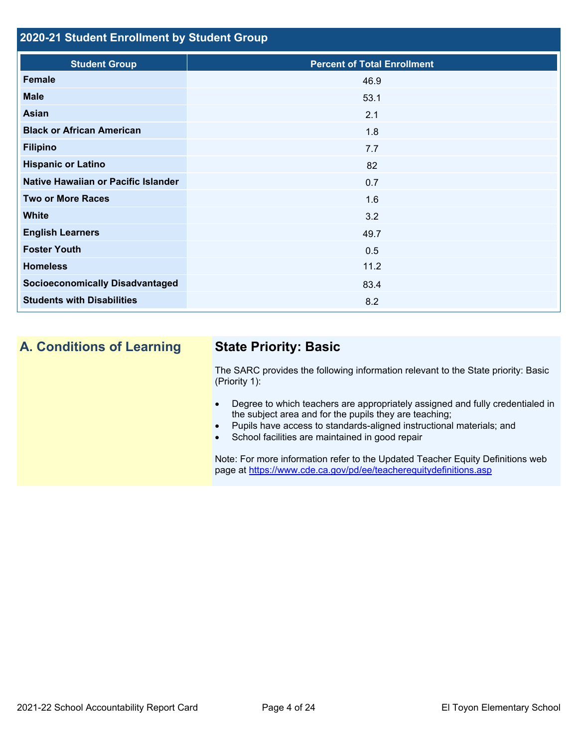## 2020-21 Student Enrollment by Student Group

| Student Group | Percent of Total Enrollment |
| --- | --- |
| **Female** | 46.9 |
| **Male** | 53.1 |
| **Asian** | 2.1 |
| **Black or African American** | 1.8 |
| **Filipino** | 7.7 |
| **Hispanic or Latino** | 82 |
| **Native Hawaiian or Pacific Islander** | 0.7 |
| **Two or More Races** | 1.6 |
| **White** | 3.2 |
| **English Learners** | 49.7 |
| **Foster Youth** | 0.5 |
| **Homeless** | 11.2 |
| **Socioeconomically Disadvantaged** | 83.4 |
| **Students with Disabilities** | 8.2 |

## A. Conditions of Learning

### State Priority: Basic

The SARC provides the following information relevant to the State priority: Basic (Priority 1):

- Degree to which teachers are appropriately assigned and fully credentialed in the subject area and for the pupils they are teaching;
- Pupils have access to standards-aligned instructional materials; and
- School facilities are maintained in good repair

Note: For more information refer to the Updated Teacher Equity Definitions web page at https://www.cde.ca.gov/pd/ee/teacherequitydefinitions.asp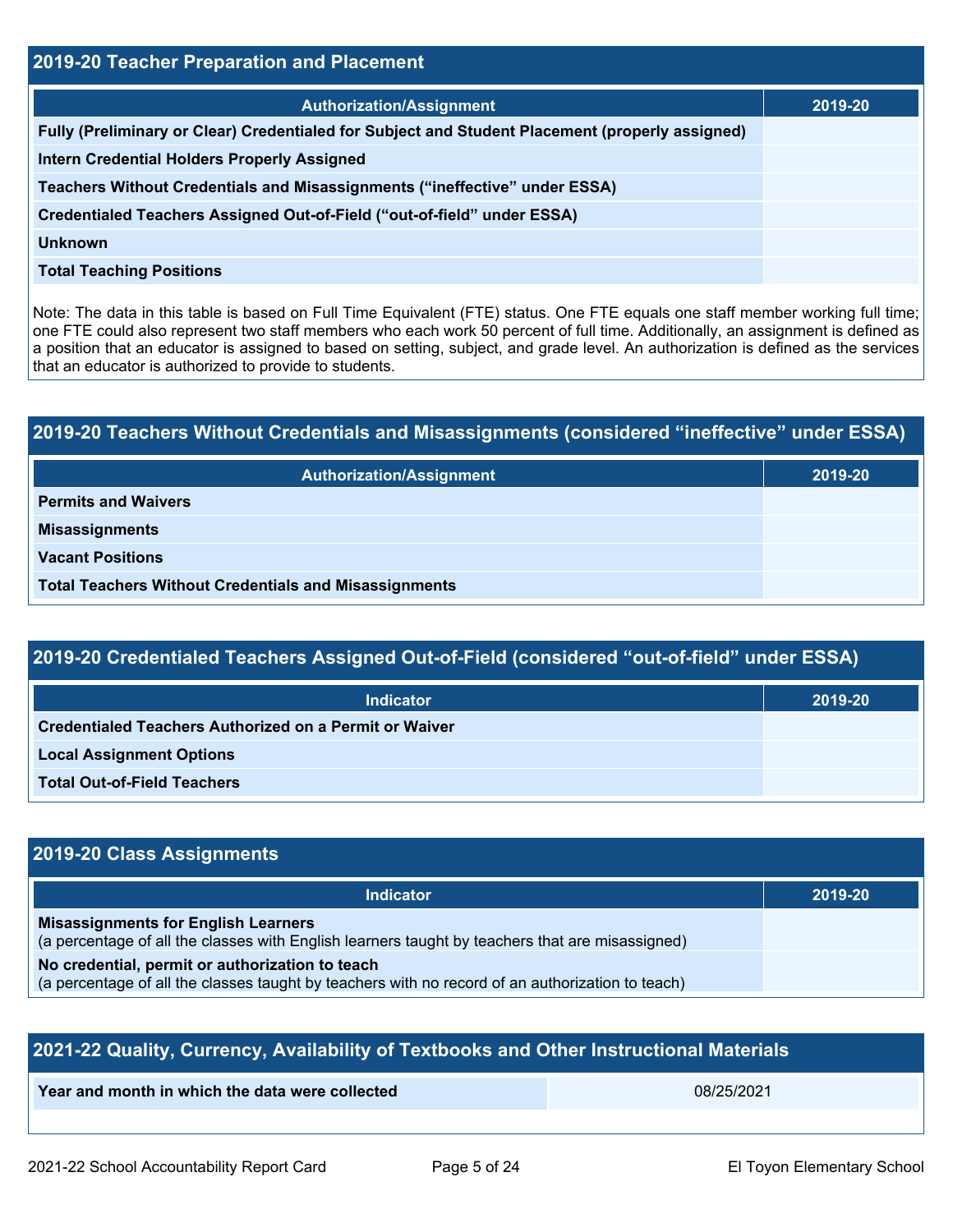## 2019-20 Teacher Preparation and Placement

| Authorization/Assignment | 2019-20 |
|---|---|
| Fully (Preliminary or Clear) Credentialed for Subject and Student Placement (properly assigned) | |
| Intern Credential Holders Properly Assigned | |
| Teachers Without Credentials and Misassignments ("ineffective" under ESSA) | |
| Credentialed Teachers Assigned Out-of-Field ("out-of-field" under ESSA) | |
| Unknown | |
| Total Teaching Positions | |

Note: The data in this table is based on Full Time Equivalent (FTE) status. One FTE equals one staff member working full time; one FTE could also represent two staff members who each work 50 percent of full time. Additionally, an assignment is defined as a position that an educator is assigned to based on setting, subject, and grade level. An authorization is defined as the services that an educator is authorized to provide to students.

## 2019-20 Teachers Without Credentials and Misassignments (considered "ineffective" under ESSA)

| Authorization/Assignment | 2019-20 |
|---|---|
| Permits and Waivers | |
| Misassignments | |
| Vacant Positions | |
| Total Teachers Without Credentials and Misassignments | |

## 2019-20 Credentialed Teachers Assigned Out-of-Field (considered "out-of-field" under ESSA)

| Indicator | 2019-20 |
|---|---|
| Credentialed Teachers Authorized on a Permit or Waiver | |
| Local Assignment Options | |
| Total Out-of-Field Teachers | |

## 2019-20 Class Assignments

| Indicator | 2019-20 |
|---|---|
| **Misassignments for English Learners** (a percentage of all the classes with English learners taught by teachers that are misassigned) | |
| **No credential, permit or authorization to teach** (a percentage of all the classes taught by teachers with no record of an authorization to teach) | |

## 2021-22 Quality, Currency, Availability of Textbooks and Other Instructional Materials

| Year and month in which the data were collected | 08/25/2021 |
|---|---|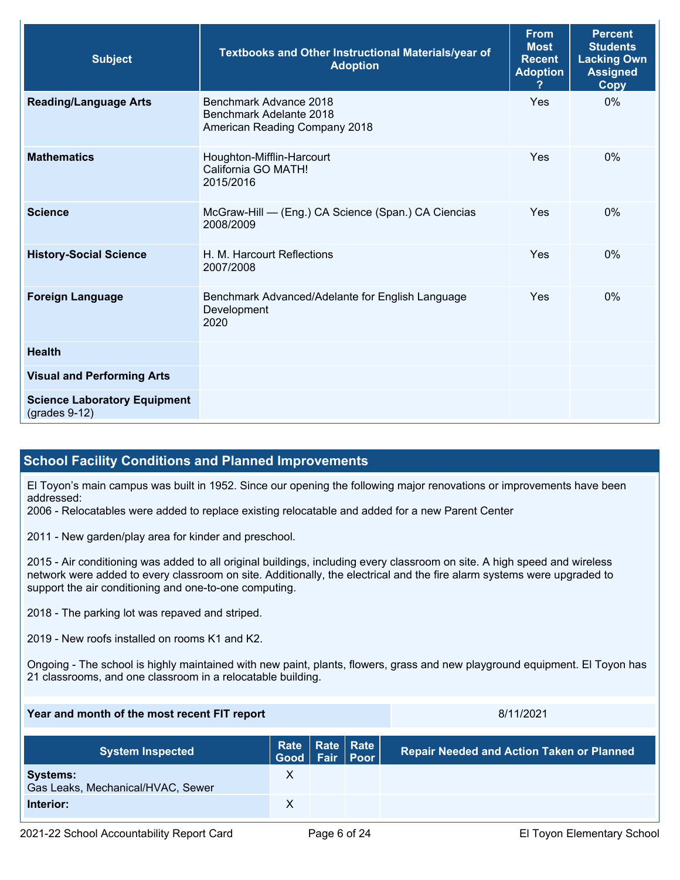| Subject | Textbooks and Other Instructional Materials/year of Adoption | From Most Recent Adoption ? | Percent Students Lacking Own Assigned Copy |
|---|---|---|---|
| **Reading/Language Arts** | Benchmark Advance 2018<br>Benchmark Adelante 2018<br>American Reading Company 2018 | Yes | 0% |
| **Mathematics** | Houghton-Mifflin-Harcourt<br>California GO MATH!<br>2015/2016 | Yes | 0% |
| **Science** | McGraw-Hill — (Eng.) CA Science (Span.) CA Ciencias<br>2008/2009 | Yes | 0% |
| **History-Social Science** | H. M. Harcourt Reflections<br>2007/2008 | Yes | 0% |
| **Foreign Language** | Benchmark Advanced/Adelante for English Language Development<br>2020 | Yes | 0% |
| **Health** | | | |
| **Visual and Performing Arts** | | | |
| **Science Laboratory Equipment** (grades 9-12) | | | |

## School Facility Conditions and Planned Improvements

El Toyon's main campus was built in 1952. Since our opening the following major renovations or improvements have been addressed:
2006 - Relocatables were added to replace existing relocatable and added for a new Parent Center

2011 - New garden/play area for kinder and preschool.

2015 - Air conditioning was added to all original buildings, including every classroom on site. A high speed and wireless network were added to every classroom on site. Additionally, the electrical and the fire alarm systems were upgraded to support the air conditioning and one-to-one computing.

2018 - The parking lot was repaved and striped.

2019 - New roofs installed on rooms K1 and K2.

Ongoing - The school is highly maintained with new paint, plants, flowers, grass and new playground equipment. El Toyon has 21 classrooms, and one classroom in a relocatable building.

| Year and month of the most recent FIT report | 8/11/2021 |
|---|---|

| System Inspected | Rate Good | Rate Fair | Rate Poor | Repair Needed and Action Taken or Planned |
|---|---|---|---|---|
| **Systems:**<br>Gas Leaks, Mechanical/HVAC, Sewer | X | | | |
| **Interior:** | X | | | |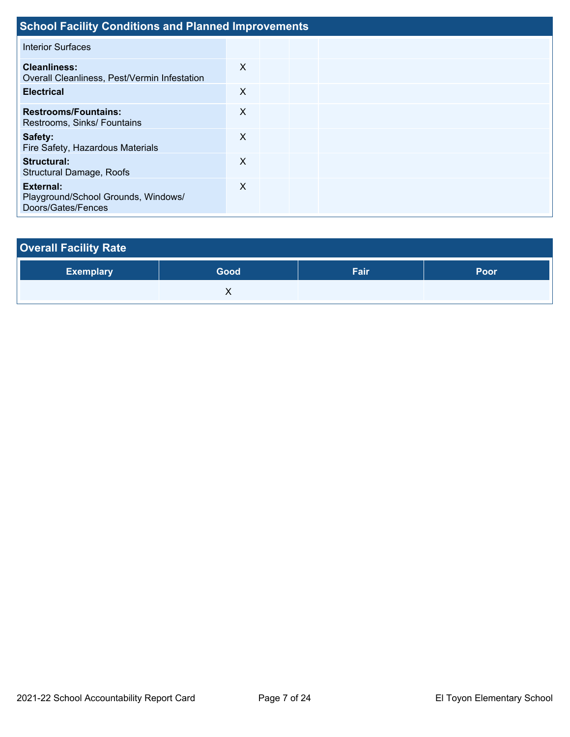## School Facility Conditions and Planned Improvements

| | | | | |
|---|---|---|---|---|
| Interior Surfaces | | | | |
| **Cleanliness:** Overall Cleanliness, Pest/Vermin Infestation | X | | | |
| **Electrical** | X | | | |
| **Restrooms/Fountains:** Restrooms, Sinks/ Fountains | X | | | |
| **Safety:** Fire Safety, Hazardous Materials | X | | | |
| **Structural:** Structural Damage, Roofs | X | | | |
| **External:** Playground/School Grounds, Windows/ Doors/Gates/Fences | X | | | |

## Overall Facility Rate

| Exemplary | Good | Fair | Poor |
|---|---|---|---|
| | X | | |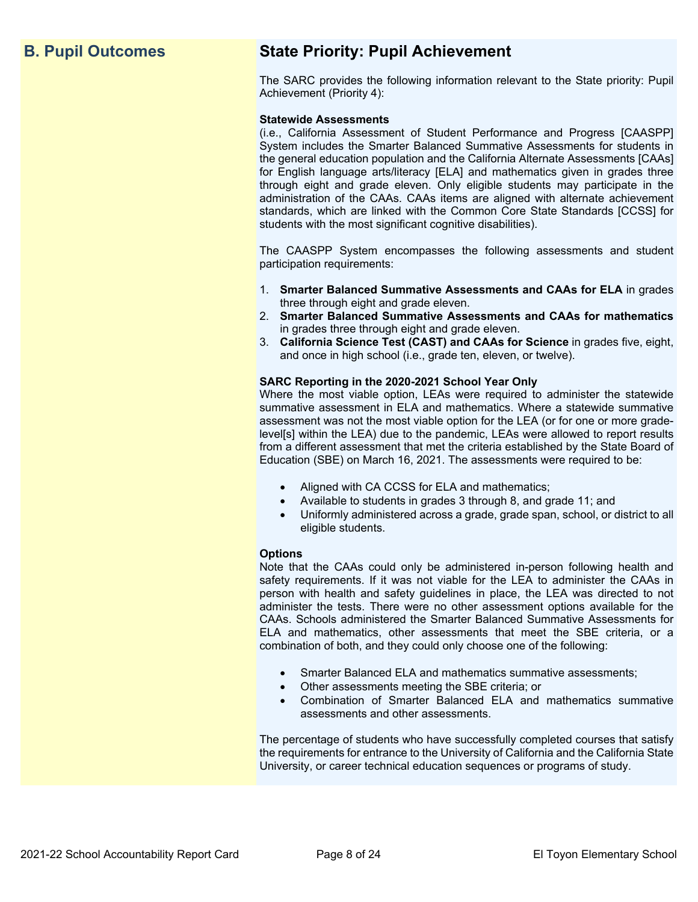## B. Pupil Outcomes

## State Priority: Pupil Achievement

The SARC provides the following information relevant to the State priority: Pupil Achievement (Priority 4):

**Statewide Assessments**
(i.e., California Assessment of Student Performance and Progress [CAASPP] System includes the Smarter Balanced Summative Assessments for students in the general education population and the California Alternate Assessments [CAAs] for English language arts/literacy [ELA] and mathematics given in grades three through eight and grade eleven. Only eligible students may participate in the administration of the CAAs. CAAs items are aligned with alternate achievement standards, which are linked with the Common Core State Standards [CCSS] for students with the most significant cognitive disabilities).

The CAASPP System encompasses the following assessments and student participation requirements:

1. **Smarter Balanced Summative Assessments and CAAs for ELA** in grades three through eight and grade eleven.
2. **Smarter Balanced Summative Assessments and CAAs for mathematics** in grades three through eight and grade eleven.
3. **California Science Test (CAST) and CAAs for Science** in grades five, eight, and once in high school (i.e., grade ten, eleven, or twelve).

**SARC Reporting in the 2020-2021 School Year Only**
Where the most viable option, LEAs were required to administer the statewide summative assessment in ELA and mathematics. Where a statewide summative assessment was not the most viable option for the LEA (or for one or more grade-level[s] within the LEA) due to the pandemic, LEAs were allowed to report results from a different assessment that met the criteria established by the State Board of Education (SBE) on March 16, 2021. The assessments were required to be:

- Aligned with CA CCSS for ELA and mathematics;
- Available to students in grades 3 through 8, and grade 11; and
- Uniformly administered across a grade, grade span, school, or district to all eligible students.

**Options**
Note that the CAAs could only be administered in-person following health and safety requirements. If it was not viable for the LEA to administer the CAAs in person with health and safety guidelines in place, the LEA was directed to not administer the tests. There were no other assessment options available for the CAAs. Schools administered the Smarter Balanced Summative Assessments for ELA and mathematics, other assessments that meet the SBE criteria, or a combination of both, and they could only choose one of the following:

- Smarter Balanced ELA and mathematics summative assessments;
- Other assessments meeting the SBE criteria; or
- Combination of Smarter Balanced ELA and mathematics summative assessments and other assessments.

The percentage of students who have successfully completed courses that satisfy the requirements for entrance to the University of California and the California State University, or career technical education sequences or programs of study.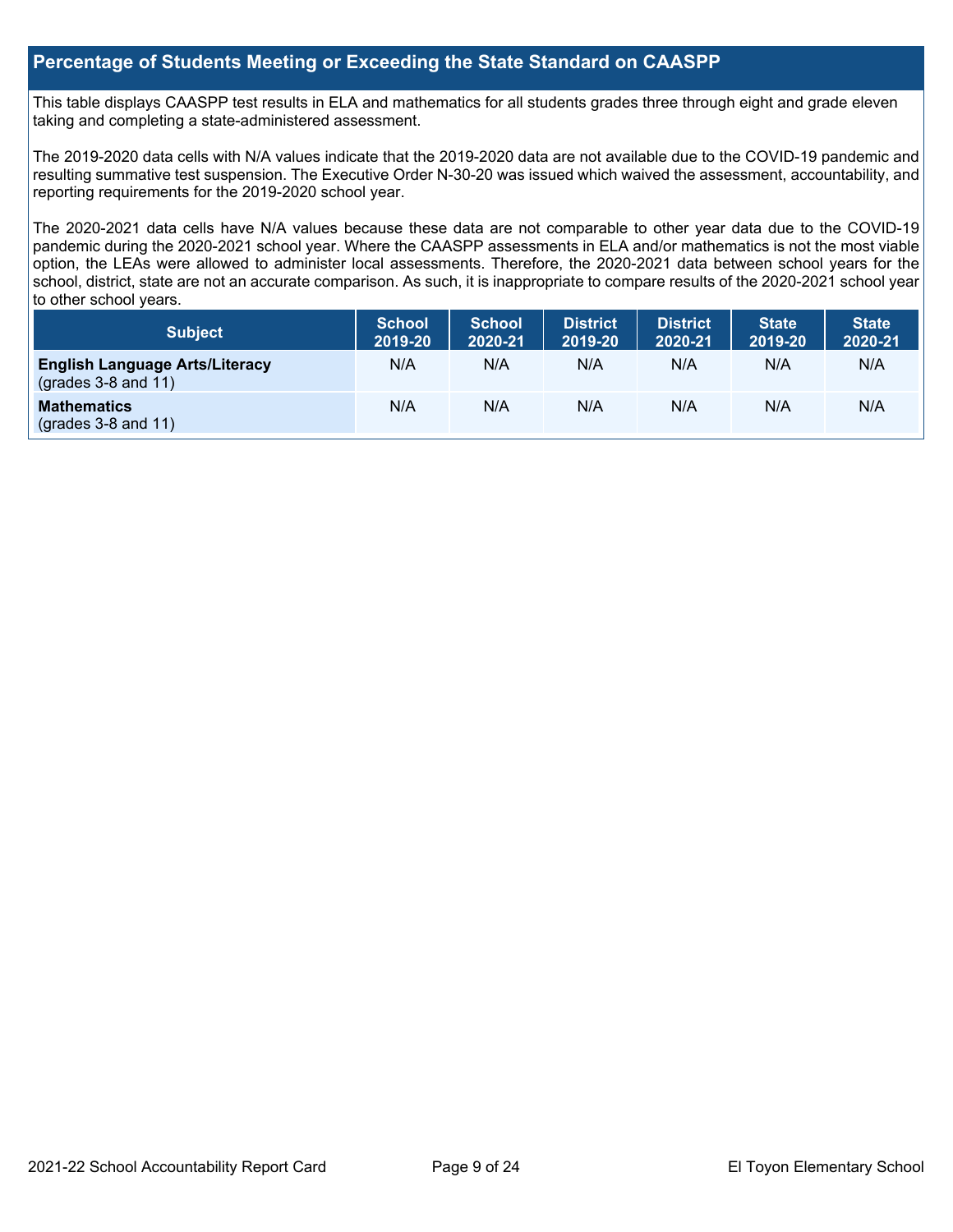## Percentage of Students Meeting or Exceeding the State Standard on CAASPP

This table displays CAASPP test results in ELA and mathematics for all students grades three through eight and grade eleven taking and completing a state-administered assessment.

The 2019-2020 data cells with N/A values indicate that the 2019-2020 data are not available due to the COVID-19 pandemic and resulting summative test suspension. The Executive Order N-30-20 was issued which waived the assessment, accountability, and reporting requirements for the 2019-2020 school year.

The 2020-2021 data cells have N/A values because these data are not comparable to other year data due to the COVID-19 pandemic during the 2020-2021 school year. Where the CAASPP assessments in ELA and/or mathematics is not the most viable option, the LEAs were allowed to administer local assessments. Therefore, the 2020-2021 data between school years for the school, district, state are not an accurate comparison. As such, it is inappropriate to compare results of the 2020-2021 school year to other school years.

| Subject | School 2019-20 | School 2020-21 | District 2019-20 | District 2020-21 | State 2019-20 | State 2020-21 |
|---|---|---|---|---|---|---|
| **English Language Arts/Literacy** (grades 3-8 and 11) | N/A | N/A | N/A | N/A | N/A | N/A |
| **Mathematics** (grades 3-8 and 11) | N/A | N/A | N/A | N/A | N/A | N/A |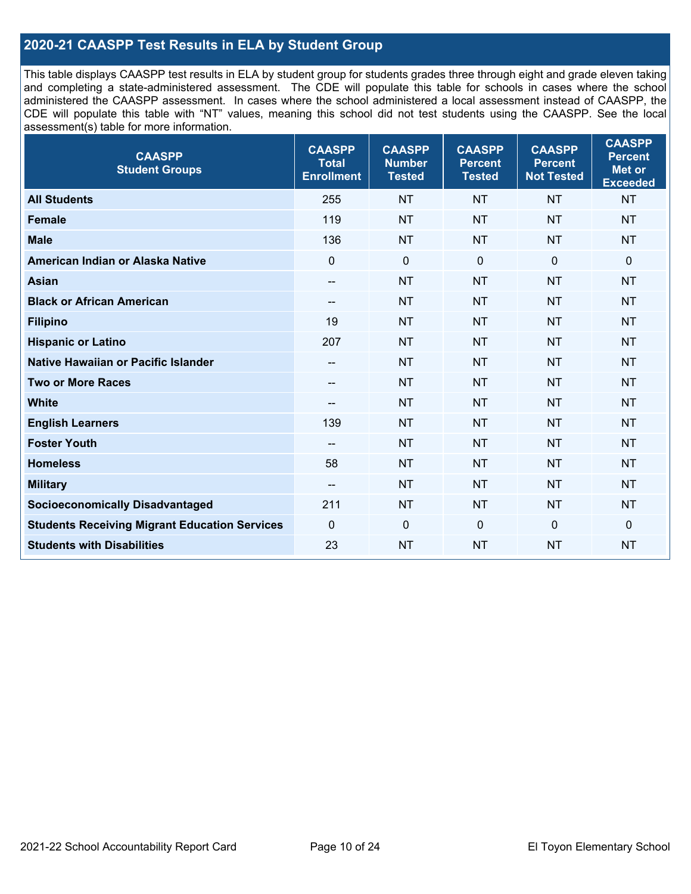## 2020-21 CAASPP Test Results in ELA by Student Group

This table displays CAASPP test results in ELA by student group for students grades three through eight and grade eleven taking and completing a state-administered assessment. The CDE will populate this table for schools in cases where the school administered the CAASPP assessment. In cases where the school administered a local assessment instead of CAASPP, the CDE will populate this table with "NT" values, meaning this school did not test students using the CAASPP. See the local assessment(s) table for more information.

| CAASPP Student Groups | CAASPP Total Enrollment | CAASPP Number Tested | CAASPP Percent Tested | CAASPP Percent Not Tested | CAASPP Percent Met or Exceeded |
|---|---|---|---|---|---|
| **All Students** | 255 | NT | NT | NT | NT |
| **Female** | 119 | NT | NT | NT | NT |
| **Male** | 136 | NT | NT | NT | NT |
| **American Indian or Alaska Native** | 0 | 0 | 0 | 0 | 0 |
| **Asian** | -- | NT | NT | NT | NT |
| **Black or African American** | -- | NT | NT | NT | NT |
| **Filipino** | 19 | NT | NT | NT | NT |
| **Hispanic or Latino** | 207 | NT | NT | NT | NT |
| **Native Hawaiian or Pacific Islander** | -- | NT | NT | NT | NT |
| **Two or More Races** | -- | NT | NT | NT | NT |
| **White** | -- | NT | NT | NT | NT |
| **English Learners** | 139 | NT | NT | NT | NT |
| **Foster Youth** | -- | NT | NT | NT | NT |
| **Homeless** | 58 | NT | NT | NT | NT |
| **Military** | -- | NT | NT | NT | NT |
| **Socioeconomically Disadvantaged** | 211 | NT | NT | NT | NT |
| **Students Receiving Migrant Education Services** | 0 | 0 | 0 | 0 | 0 |
| **Students with Disabilities** | 23 | NT | NT | NT | NT |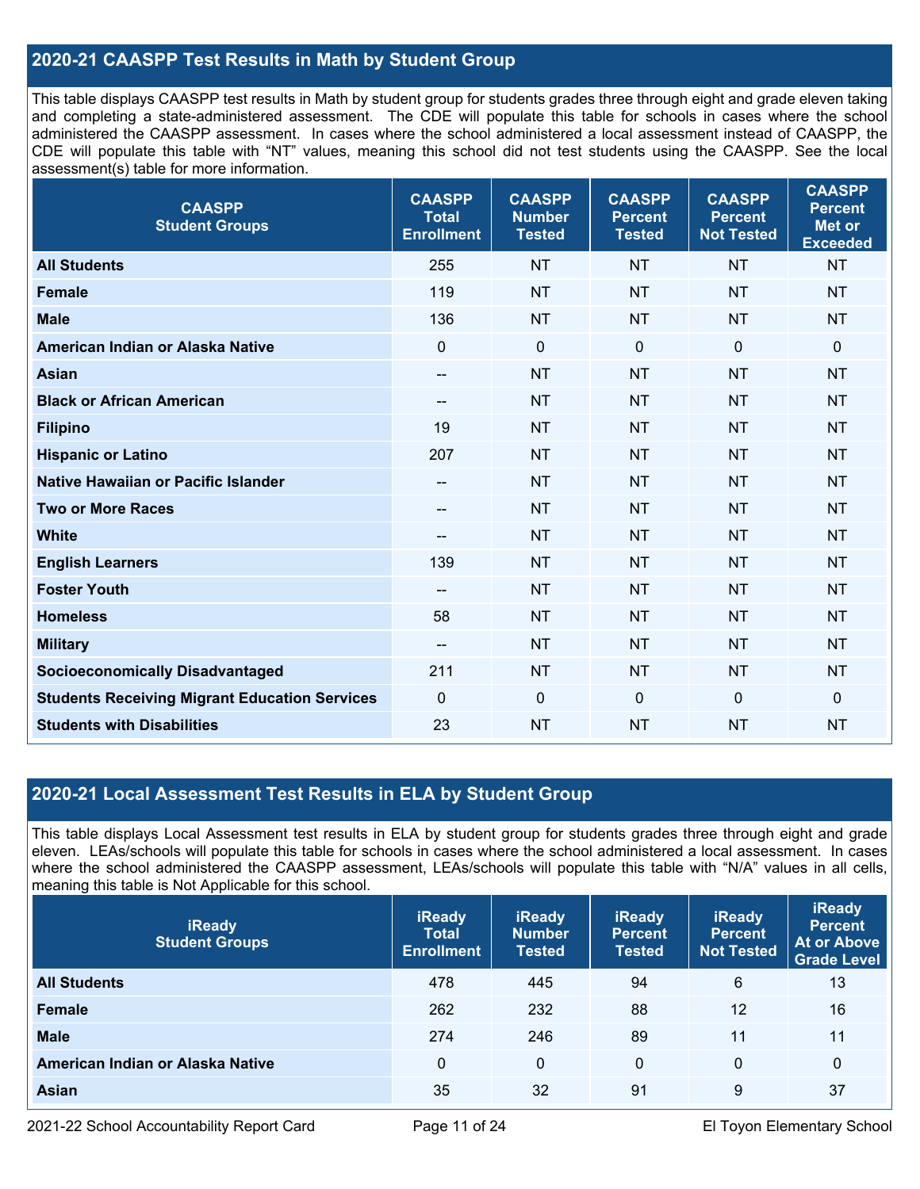## 2020-21 CAASPP Test Results in Math by Student Group

This table displays CAASPP test results in Math by student group for students grades three through eight and grade eleven taking and completing a state-administered assessment. The CDE will populate this table for schools in cases where the school administered the CAASPP assessment. In cases where the school administered a local assessment instead of CAASPP, the CDE will populate this table with "NT" values, meaning this school did not test students using the CAASPP. See the local assessment(s) table for more information.

| CAASPP Student Groups | CAASPP Total Enrollment | CAASPP Number Tested | CAASPP Percent Tested | CAASPP Percent Not Tested | CAASPP Percent Met or Exceeded |
|---|---|---|---|---|---|
| **All Students** | 255 | NT | NT | NT | NT |
| **Female** | 119 | NT | NT | NT | NT |
| **Male** | 136 | NT | NT | NT | NT |
| **American Indian or Alaska Native** | 0 | 0 | 0 | 0 | 0 |
| **Asian** | -- | NT | NT | NT | NT |
| **Black or African American** | -- | NT | NT | NT | NT |
| **Filipino** | 19 | NT | NT | NT | NT |
| **Hispanic or Latino** | 207 | NT | NT | NT | NT |
| **Native Hawaiian or Pacific Islander** | -- | NT | NT | NT | NT |
| **Two or More Races** | -- | NT | NT | NT | NT |
| **White** | -- | NT | NT | NT | NT |
| **English Learners** | 139 | NT | NT | NT | NT |
| **Foster Youth** | -- | NT | NT | NT | NT |
| **Homeless** | 58 | NT | NT | NT | NT |
| **Military** | -- | NT | NT | NT | NT |
| **Socioeconomically Disadvantaged** | 211 | NT | NT | NT | NT |
| **Students Receiving Migrant Education Services** | 0 | 0 | 0 | 0 | 0 |
| **Students with Disabilities** | 23 | NT | NT | NT | NT |

## 2020-21 Local Assessment Test Results in ELA by Student Group

This table displays Local Assessment test results in ELA by student group for students grades three through eight and grade eleven. LEAs/schools will populate this table for schools in cases where the school administered a local assessment. In cases where the school administered the CAASPP assessment, LEAs/schools will populate this table with "N/A" values in all cells, meaning this table is Not Applicable for this school.

| iReady Student Groups | iReady Total Enrollment | iReady Number Tested | iReady Percent Tested | iReady Percent Not Tested | iReady Percent At or Above Grade Level |
|---|---|---|---|---|---|
| **All Students** | 478 | 445 | 94 | 6 | 13 |
| **Female** | 262 | 232 | 88 | 12 | 16 |
| **Male** | 274 | 246 | 89 | 11 | 11 |
| **American Indian or Alaska Native** | 0 | 0 | 0 | 0 | 0 |
| **Asian** | 35 | 32 | 91 | 9 | 37 |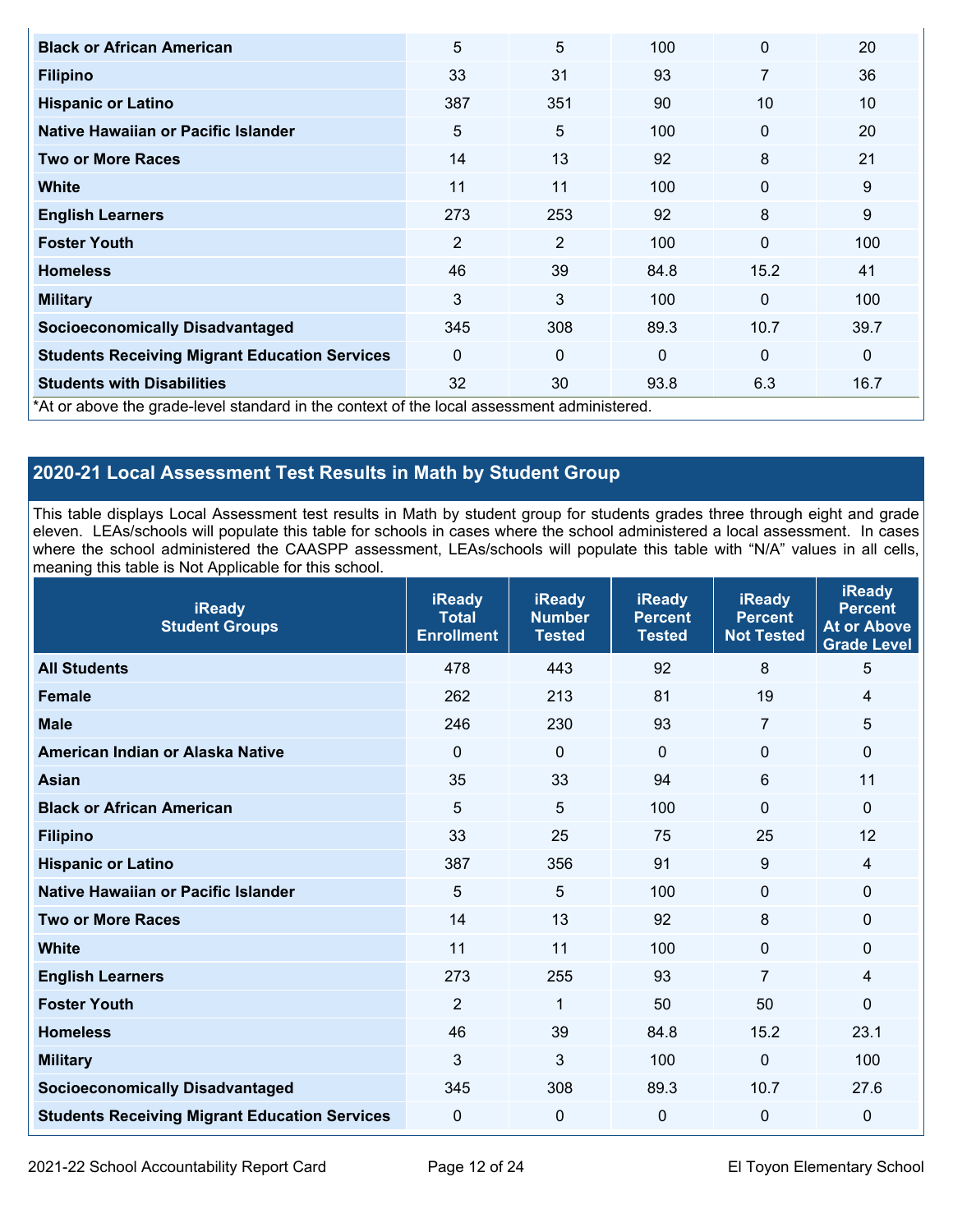| | | | | | |
|---|---|---|---|---|---|
| **Black or African American** | 5 | 5 | 100 | 0 | 20 |
| **Filipino** | 33 | 31 | 93 | 7 | 36 |
| **Hispanic or Latino** | 387 | 351 | 90 | 10 | 10 |
| **Native Hawaiian or Pacific Islander** | 5 | 5 | 100 | 0 | 20 |
| **Two or More Races** | 14 | 13 | 92 | 8 | 21 |
| **White** | 11 | 11 | 100 | 0 | 9 |
| **English Learners** | 273 | 253 | 92 | 8 | 9 |
| **Foster Youth** | 2 | 2 | 100 | 0 | 100 |
| **Homeless** | 46 | 39 | 84.8 | 15.2 | 41 |
| **Military** | 3 | 3 | 100 | 0 | 100 |
| **Socioeconomically Disadvantaged** | 345 | 308 | 89.3 | 10.7 | 39.7 |
| **Students Receiving Migrant Education Services** | 0 | 0 | 0 | 0 | 0 |
| **Students with Disabilities** | 32 | 30 | 93.8 | 6.3 | 16.7 |

*At or above the grade-level standard in the context of the local assessment administered.

## 2020-21 Local Assessment Test Results in Math by Student Group

This table displays Local Assessment test results in Math by student group for students grades three through eight and grade eleven. LEAs/schools will populate this table for schools in cases where the school administered a local assessment. In cases where the school administered the CAASPP assessment, LEAs/schools will populate this table with "N/A" values in all cells, meaning this table is Not Applicable for this school.

| iReady Student Groups | iReady Total Enrollment | iReady Number Tested | iReady Percent Tested | iReady Percent Not Tested | iReady Percent At or Above Grade Level |
|---|---|---|---|---|---|
| **All Students** | 478 | 443 | 92 | 8 | 5 |
| **Female** | 262 | 213 | 81 | 19 | 4 |
| **Male** | 246 | 230 | 93 | 7 | 5 |
| **American Indian or Alaska Native** | 0 | 0 | 0 | 0 | 0 |
| **Asian** | 35 | 33 | 94 | 6 | 11 |
| **Black or African American** | 5 | 5 | 100 | 0 | 0 |
| **Filipino** | 33 | 25 | 75 | 25 | 12 |
| **Hispanic or Latino** | 387 | 356 | 91 | 9 | 4 |
| **Native Hawaiian or Pacific Islander** | 5 | 5 | 100 | 0 | 0 |
| **Two or More Races** | 14 | 13 | 92 | 8 | 0 |
| **White** | 11 | 11 | 100 | 0 | 0 |
| **English Learners** | 273 | 255 | 93 | 7 | 4 |
| **Foster Youth** | 2 | 1 | 50 | 50 | 0 |
| **Homeless** | 46 | 39 | 84.8 | 15.2 | 23.1 |
| **Military** | 3 | 3 | 100 | 0 | 100 |
| **Socioeconomically Disadvantaged** | 345 | 308 | 89.3 | 10.7 | 27.6 |
| **Students Receiving Migrant Education Services** | 0 | 0 | 0 | 0 | 0 |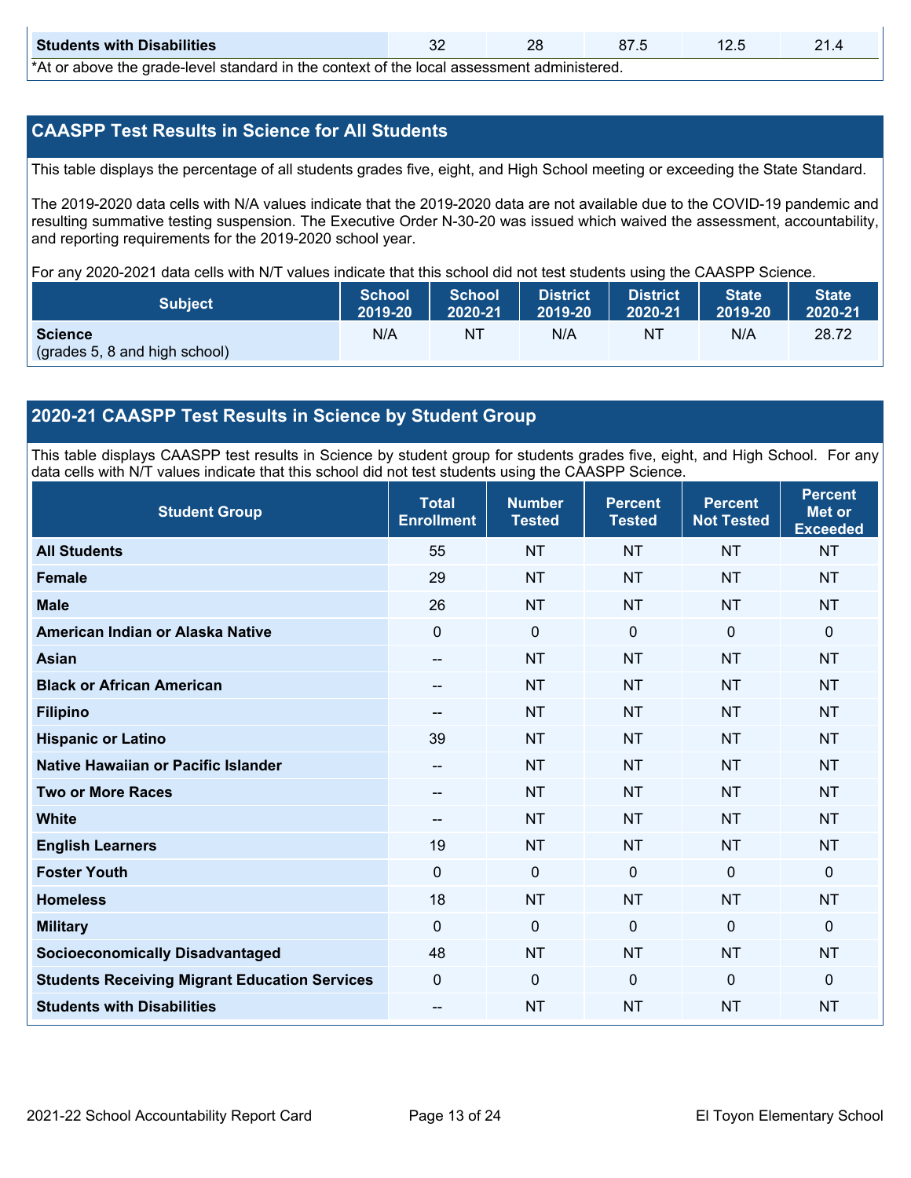| Students with Disabilities | 32 | 28 | 87.5 | 12.5 | 21.4 |
|---|---|---|---|---|---|

*At or above the grade-level standard in the context of the local assessment administered.

## CAASPP Test Results in Science for All Students

This table displays the percentage of all students grades five, eight, and High School meeting or exceeding the State Standard.

The 2019-2020 data cells with N/A values indicate that the 2019-2020 data are not available due to the COVID-19 pandemic and resulting summative testing suspension. The Executive Order N-30-20 was issued which waived the assessment, accountability, and reporting requirements for the 2019-2020 school year.

For any 2020-2021 data cells with N/T values indicate that this school did not test students using the CAASPP Science.

| Subject | School 2019-20 | School 2020-21 | District 2019-20 | District 2020-21 | State 2019-20 | State 2020-21 |
|---|---|---|---|---|---|---|
| **Science** (grades 5, 8 and high school) | N/A | NT | N/A | NT | N/A | 28.72 |

## 2020-21 CAASPP Test Results in Science by Student Group

This table displays CAASPP test results in Science by student group for students grades five, eight, and High School. For any data cells with N/T values indicate that this school did not test students using the CAASPP Science.

| Student Group | Total Enrollment | Number Tested | Percent Tested | Percent Not Tested | Percent Met or Exceeded |
|---|---|---|---|---|---|
| **All Students** | 55 | NT | NT | NT | NT |
| **Female** | 29 | NT | NT | NT | NT |
| **Male** | 26 | NT | NT | NT | NT |
| **American Indian or Alaska Native** | 0 | 0 | 0 | 0 | 0 |
| **Asian** | -- | NT | NT | NT | NT |
| **Black or African American** | -- | NT | NT | NT | NT |
| **Filipino** | -- | NT | NT | NT | NT |
| **Hispanic or Latino** | 39 | NT | NT | NT | NT |
| **Native Hawaiian or Pacific Islander** | -- | NT | NT | NT | NT |
| **Two or More Races** | -- | NT | NT | NT | NT |
| **White** | -- | NT | NT | NT | NT |
| **English Learners** | 19 | NT | NT | NT | NT |
| **Foster Youth** | 0 | 0 | 0 | 0 | 0 |
| **Homeless** | 18 | NT | NT | NT | NT |
| **Military** | 0 | 0 | 0 | 0 | 0 |
| **Socioeconomically Disadvantaged** | 48 | NT | NT | NT | NT |
| **Students Receiving Migrant Education Services** | 0 | 0 | 0 | 0 | 0 |
| **Students with Disabilities** | -- | NT | NT | NT | NT |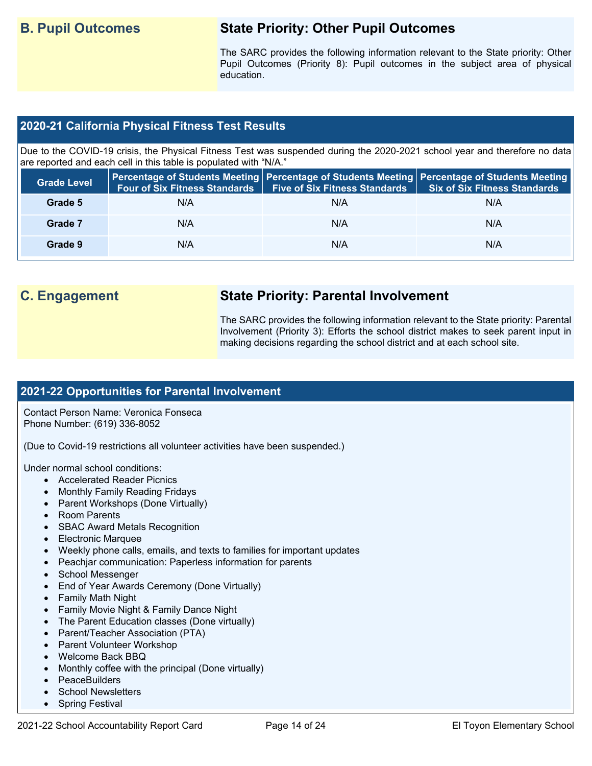## B. Pupil Outcomes

### State Priority: Other Pupil Outcomes

The SARC provides the following information relevant to the State priority: Other Pupil Outcomes (Priority 8): Pupil outcomes in the subject area of physical education.

### 2020-21 California Physical Fitness Test Results

Due to the COVID-19 crisis, the Physical Fitness Test was suspended during the 2020-2021 school year and therefore no data are reported and each cell in this table is populated with "N/A."

| Grade Level | Percentage of Students Meeting Four of Six Fitness Standards | Percentage of Students Meeting Five of Six Fitness Standards | Percentage of Students Meeting Six of Six Fitness Standards |
|---|---|---|---|
| Grade 5 | N/A | N/A | N/A |
| Grade 7 | N/A | N/A | N/A |
| Grade 9 | N/A | N/A | N/A |

## C. Engagement

### State Priority: Parental Involvement

The SARC provides the following information relevant to the State priority: Parental Involvement (Priority 3): Efforts the school district makes to seek parent input in making decisions regarding the school district and at each school site.

### 2021-22 Opportunities for Parental Involvement

Contact Person Name: Veronica Fonseca
Phone Number: (619) 336-8052

(Due to Covid-19 restrictions all volunteer activities have been suspended.)

Under normal school conditions:

- Accelerated Reader Picnics
- Monthly Family Reading Fridays
- Parent Workshops (Done Virtually)
- Room Parents
- SBAC Award Metals Recognition
- Electronic Marquee
- Weekly phone calls, emails, and texts to families for important updates
- Peachjar communication: Paperless information for parents
- School Messenger
- End of Year Awards Ceremony (Done Virtually)
- Family Math Night
- Family Movie Night & Family Dance Night
- The Parent Education classes (Done virtually)
- Parent/Teacher Association (PTA)
- Parent Volunteer Workshop
- Welcome Back BBQ
- Monthly coffee with the principal (Done virtually)
- PeaceBuilders
- School Newsletters
- Spring Festival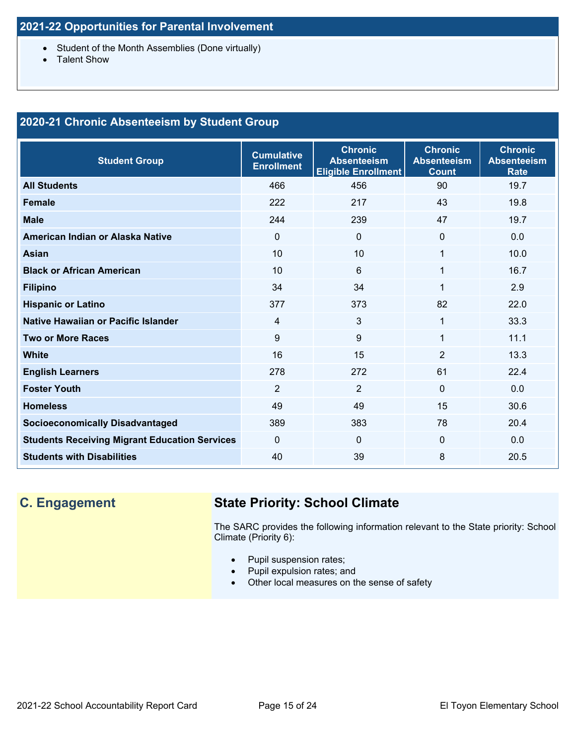## 2021-22 Opportunities for Parental Involvement

- Student of the Month Assemblies (Done virtually)
- Talent Show

## 2020-21 Chronic Absenteeism by Student Group

| Student Group | Cumulative Enrollment | Chronic Absenteeism Eligible Enrollment | Chronic Absenteeism Count | Chronic Absenteeism Rate |
|---|---|---|---|---|
| All Students | 466 | 456 | 90 | 19.7 |
| Female | 222 | 217 | 43 | 19.8 |
| Male | 244 | 239 | 47 | 19.7 |
| American Indian or Alaska Native | 0 | 0 | 0 | 0.0 |
| Asian | 10 | 10 | 1 | 10.0 |
| Black or African American | 10 | 6 | 1 | 16.7 |
| Filipino | 34 | 34 | 1 | 2.9 |
| Hispanic or Latino | 377 | 373 | 82 | 22.0 |
| Native Hawaiian or Pacific Islander | 4 | 3 | 1 | 33.3 |
| Two or More Races | 9 | 9 | 1 | 11.1 |
| White | 16 | 15 | 2 | 13.3 |
| English Learners | 278 | 272 | 61 | 22.4 |
| Foster Youth | 2 | 2 | 0 | 0.0 |
| Homeless | 49 | 49 | 15 | 30.6 |
| Socioeconomically Disadvantaged | 389 | 383 | 78 | 20.4 |
| Students Receiving Migrant Education Services | 0 | 0 | 0 | 0.0 |
| Students with Disabilities | 40 | 39 | 8 | 20.5 |

## C. Engagement

### State Priority: School Climate

The SARC provides the following information relevant to the State priority: School Climate (Priority 6):

- Pupil suspension rates;
- Pupil expulsion rates; and
- Other local measures on the sense of safety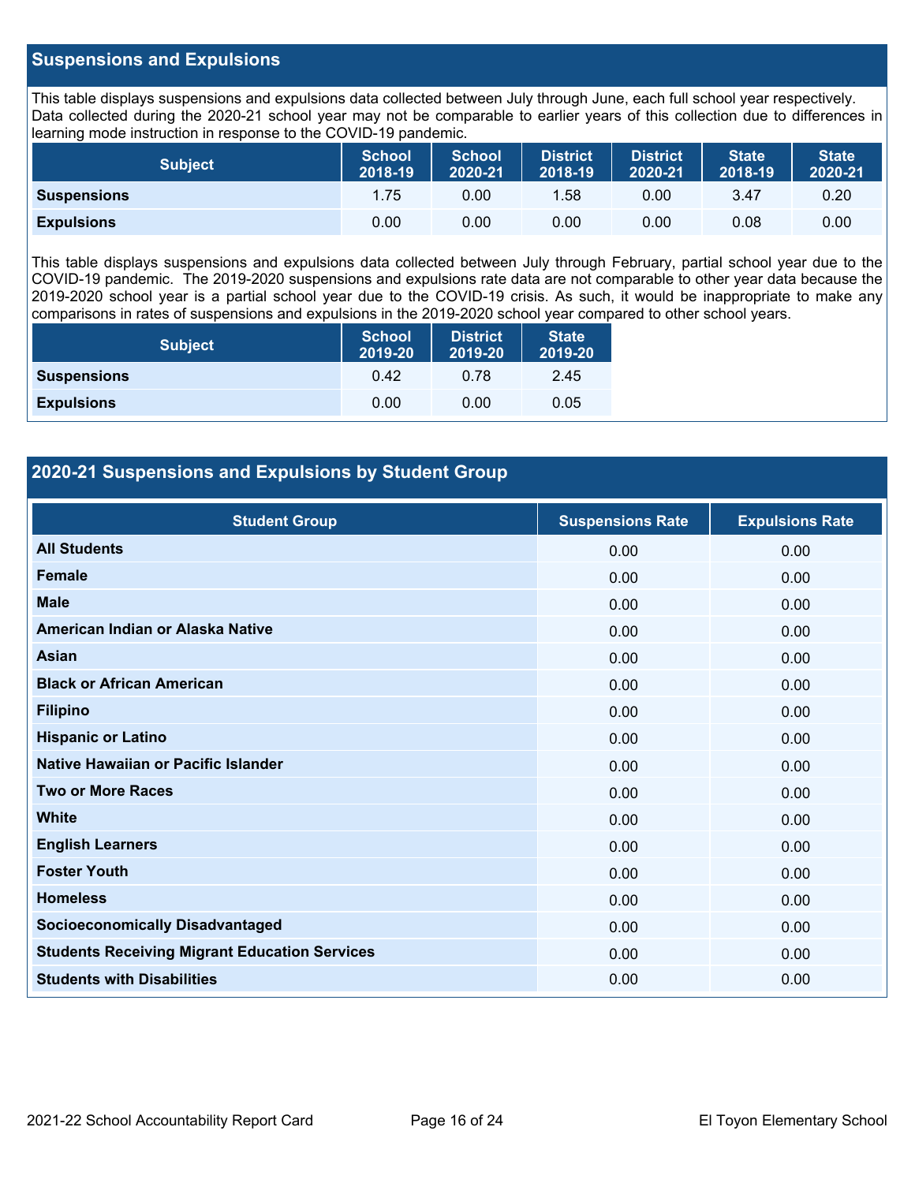## Suspensions and Expulsions

This table displays suspensions and expulsions data collected between July through June, each full school year respectively. Data collected during the 2020-21 school year may not be comparable to earlier years of this collection due to differences in learning mode instruction in response to the COVID-19 pandemic.

| Subject | School 2018-19 | School 2020-21 | District 2018-19 | District 2020-21 | State 2018-19 | State 2020-21 |
|---|---|---|---|---|---|---|
| **Suspensions** | 1.75 | 0.00 | 1.58 | 0.00 | 3.47 | 0.20 |
| **Expulsions** | 0.00 | 0.00 | 0.00 | 0.00 | 0.08 | 0.00 |

This table displays suspensions and expulsions data collected between July through February, partial school year due to the COVID-19 pandemic. The 2019-2020 suspensions and expulsions rate data are not comparable to other year data because the 2019-2020 school year is a partial school year due to the COVID-19 crisis. As such, it would be inappropriate to make any comparisons in rates of suspensions and expulsions in the 2019-2020 school year compared to other school years.

| Subject | School 2019-20 | District 2019-20 | State 2019-20 |
|---|---|---|---|
| **Suspensions** | 0.42 | 0.78 | 2.45 |
| **Expulsions** | 0.00 | 0.00 | 0.05 |

## 2020-21 Suspensions and Expulsions by Student Group

| Student Group | Suspensions Rate | Expulsions Rate |
|---|---|---|
| **All Students** | 0.00 | 0.00 |
| **Female** | 0.00 | 0.00 |
| **Male** | 0.00 | 0.00 |
| **American Indian or Alaska Native** | 0.00 | 0.00 |
| **Asian** | 0.00 | 0.00 |
| **Black or African American** | 0.00 | 0.00 |
| **Filipino** | 0.00 | 0.00 |
| **Hispanic or Latino** | 0.00 | 0.00 |
| **Native Hawaiian or Pacific Islander** | 0.00 | 0.00 |
| **Two or More Races** | 0.00 | 0.00 |
| **White** | 0.00 | 0.00 |
| **English Learners** | 0.00 | 0.00 |
| **Foster Youth** | 0.00 | 0.00 |
| **Homeless** | 0.00 | 0.00 |
| **Socioeconomically Disadvantaged** | 0.00 | 0.00 |
| **Students Receiving Migrant Education Services** | 0.00 | 0.00 |
| **Students with Disabilities** | 0.00 | 0.00 |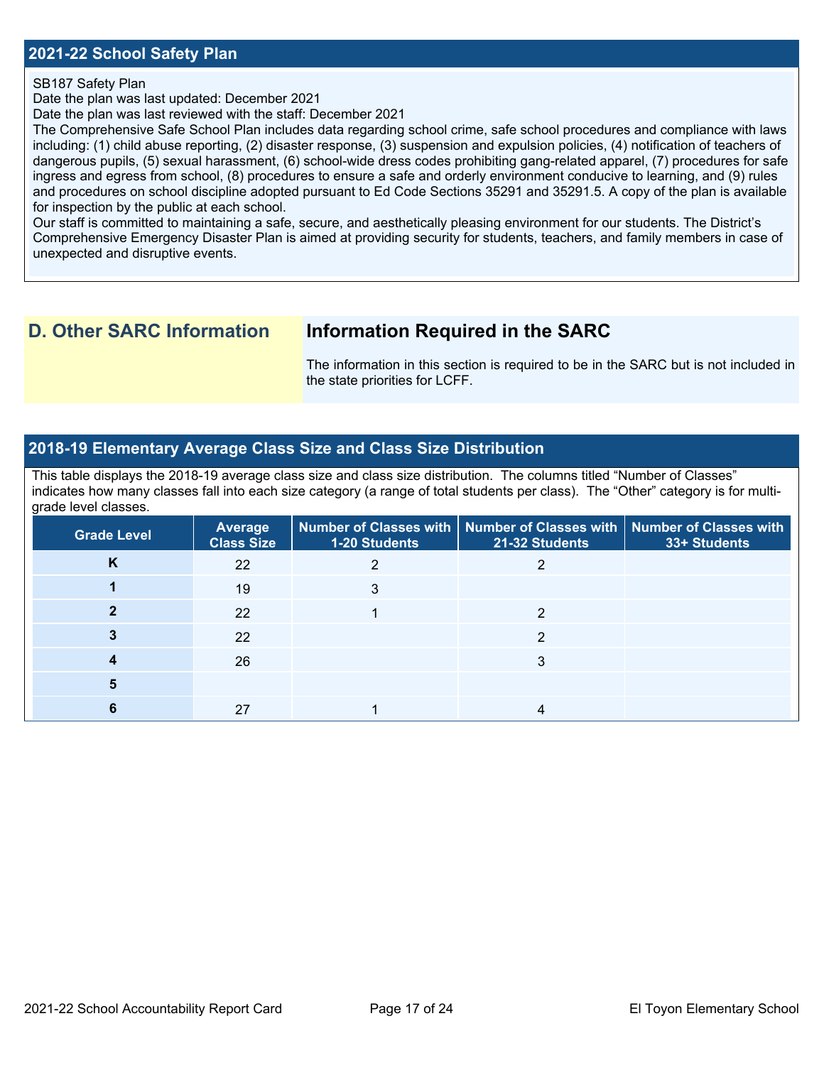## 2021-22 School Safety Plan

SB187 Safety Plan
Date the plan was last updated: December 2021
Date the plan was last reviewed with the staff: December 2021
The Comprehensive Safe School Plan includes data regarding school crime, safe school procedures and compliance with laws including: (1) child abuse reporting, (2) disaster response, (3) suspension and expulsion policies, (4) notification of teachers of dangerous pupils, (5) sexual harassment, (6) school-wide dress codes prohibiting gang-related apparel, (7) procedures for safe ingress and egress from school, (8) procedures to ensure a safe and orderly environment conducive to learning, and (9) rules and procedures on school discipline adopted pursuant to Ed Code Sections 35291 and 35291.5. A copy of the plan is available for inspection by the public at each school.
Our staff is committed to maintaining a safe, secure, and aesthetically pleasing environment for our students. The District's Comprehensive Emergency Disaster Plan is aimed at providing security for students, teachers, and family members in case of unexpected and disruptive events.

# D. Other SARC Information

## Information Required in the SARC

The information in this section is required to be in the SARC but is not included in the state priorities for LCFF.

## 2018-19 Elementary Average Class Size and Class Size Distribution

This table displays the 2018-19 average class size and class size distribution. The columns titled "Number of Classes" indicates how many classes fall into each size category (a range of total students per class). The "Other" category is for multi-grade level classes.

| Grade Level | Average Class Size | Number of Classes with 1-20 Students | Number of Classes with 21-32 Students | Number of Classes with 33+ Students |
|---|---|---|---|---|
| K | 22 | 2 | 2 | |
| 1 | 19 | 3 | | |
| 2 | 22 | 1 | 2 | |
| 3 | 22 | | 2 | |
| 4 | 26 | | 3 | |
| 5 | | | | |
| 6 | 27 | 1 | 4 | |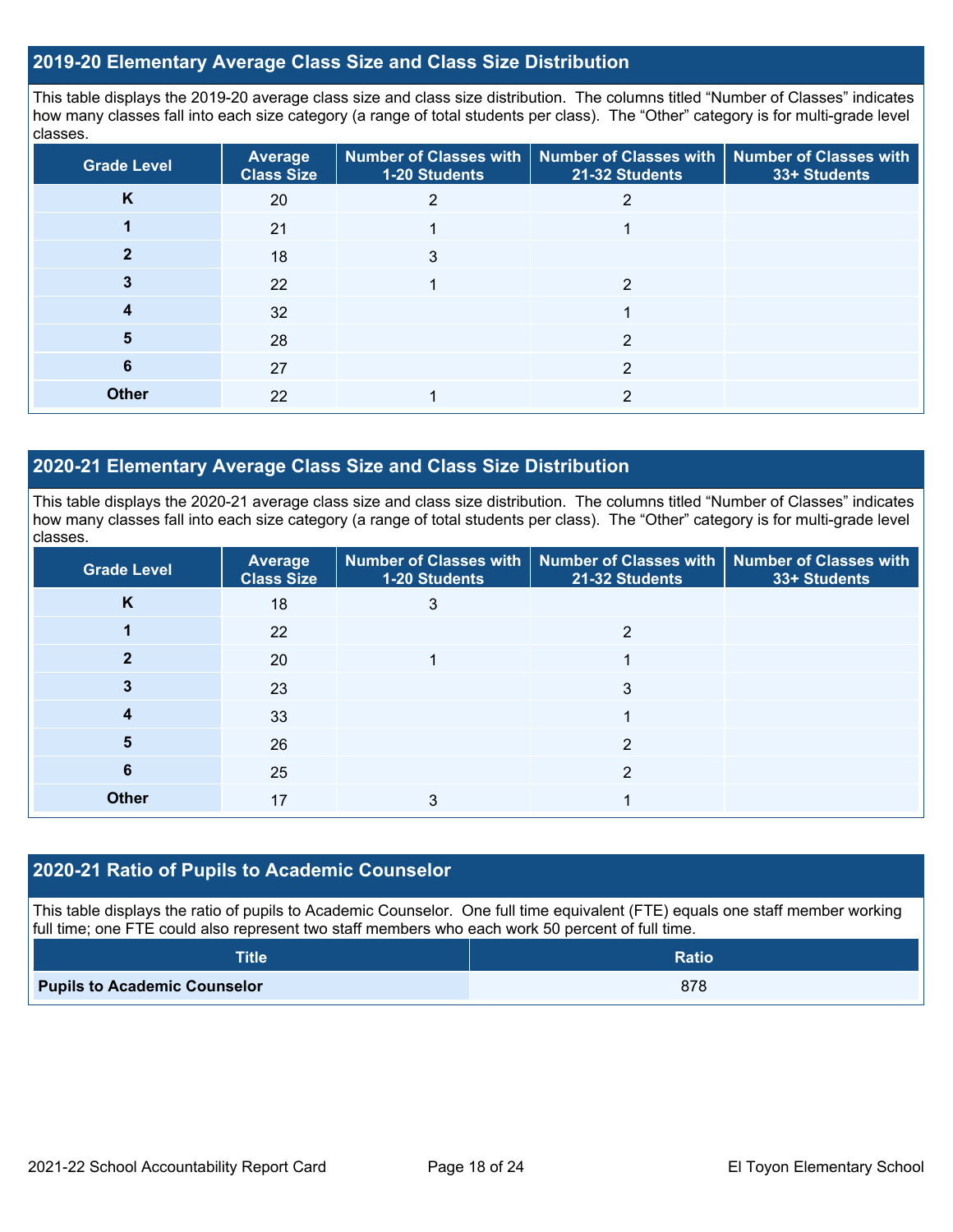## 2019-20 Elementary Average Class Size and Class Size Distribution

This table displays the 2019-20 average class size and class size distribution. The columns titled "Number of Classes" indicates how many classes fall into each size category (a range of total students per class). The "Other" category is for multi-grade level classes.

| Grade Level | Average Class Size | Number of Classes with 1-20 Students | Number of Classes with 21-32 Students | Number of Classes with 33+ Students |
|---|---|---|---|---|
| K | 20 | 2 | 2 | |
| 1 | 21 | 1 | 1 | |
| 2 | 18 | 3 | | |
| 3 | 22 | 1 | 2 | |
| 4 | 32 | | 1 | |
| 5 | 28 | | 2 | |
| 6 | 27 | | 2 | |
| Other | 22 | 1 | 2 | |

## 2020-21 Elementary Average Class Size and Class Size Distribution

This table displays the 2020-21 average class size and class size distribution. The columns titled "Number of Classes" indicates how many classes fall into each size category (a range of total students per class). The "Other" category is for multi-grade level classes.

| Grade Level | Average Class Size | Number of Classes with 1-20 Students | Number of Classes with 21-32 Students | Number of Classes with 33+ Students |
|---|---|---|---|---|
| K | 18 | 3 | | |
| 1 | 22 | | 2 | |
| 2 | 20 | 1 | 1 | |
| 3 | 23 | | 3 | |
| 4 | 33 | | 1 | |
| 5 | 26 | | 2 | |
| 6 | 25 | | 2 | |
| Other | 17 | 3 | 1 | |

## 2020-21 Ratio of Pupils to Academic Counselor

This table displays the ratio of pupils to Academic Counselor. One full time equivalent (FTE) equals one staff member working full time; one FTE could also represent two staff members who each work 50 percent of full time.

| Title | Ratio |
|---|---|
| **Pupils to Academic Counselor** | 878 |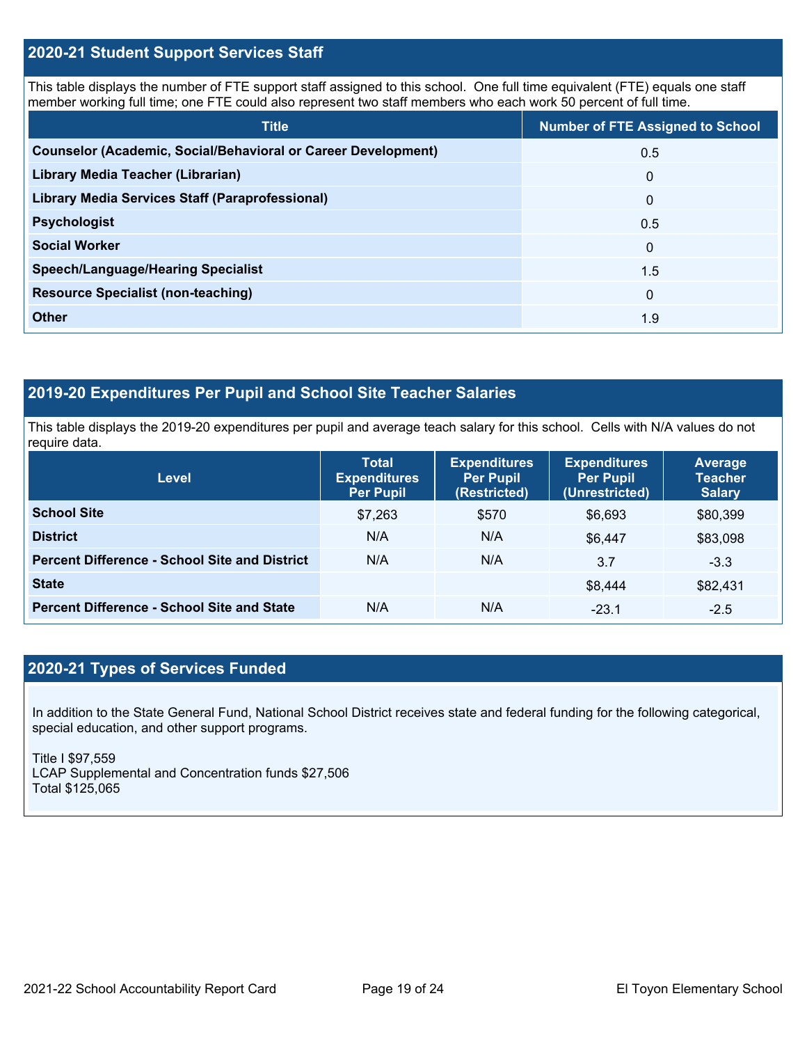## 2020-21 Student Support Services Staff

This table displays the number of FTE support staff assigned to this school. One full time equivalent (FTE) equals one staff member working full time; one FTE could also represent two staff members who each work 50 percent of full time.

| Title | Number of FTE Assigned to School |
| --- | --- |
| **Counselor (Academic, Social/Behavioral or Career Development)** | 0.5 |
| **Library Media Teacher (Librarian)** | 0 |
| **Library Media Services Staff (Paraprofessional)** | 0 |
| **Psychologist** | 0.5 |
| **Social Worker** | 0 |
| **Speech/Language/Hearing Specialist** | 1.5 |
| **Resource Specialist (non-teaching)** | 0 |
| **Other** | 1.9 |

## 2019-20 Expenditures Per Pupil and School Site Teacher Salaries

This table displays the 2019-20 expenditures per pupil and average teach salary for this school. Cells with N/A values do not require data.

| Level | Total Expenditures Per Pupil | Expenditures Per Pupil (Restricted) | Expenditures Per Pupil (Unrestricted) | Average Teacher Salary |
| --- | --- | --- | --- | --- |
| **School Site** | $7,263 | $570 | $6,693 | $80,399 |
| **District** | N/A | N/A | $6,447 | $83,098 |
| **Percent Difference - School Site and District** | N/A | N/A | 3.7 | -3.3 |
| **State** | | | $8,444 | $82,431 |
| **Percent Difference - School Site and State** | N/A | N/A | -23.1 | -2.5 |

## 2020-21 Types of Services Funded

In addition to the State General Fund, National School District receives state and federal funding for the following categorical, special education, and other support programs.

Title I $97,559
LCAP Supplemental and Concentration funds $27,506
Total $125,065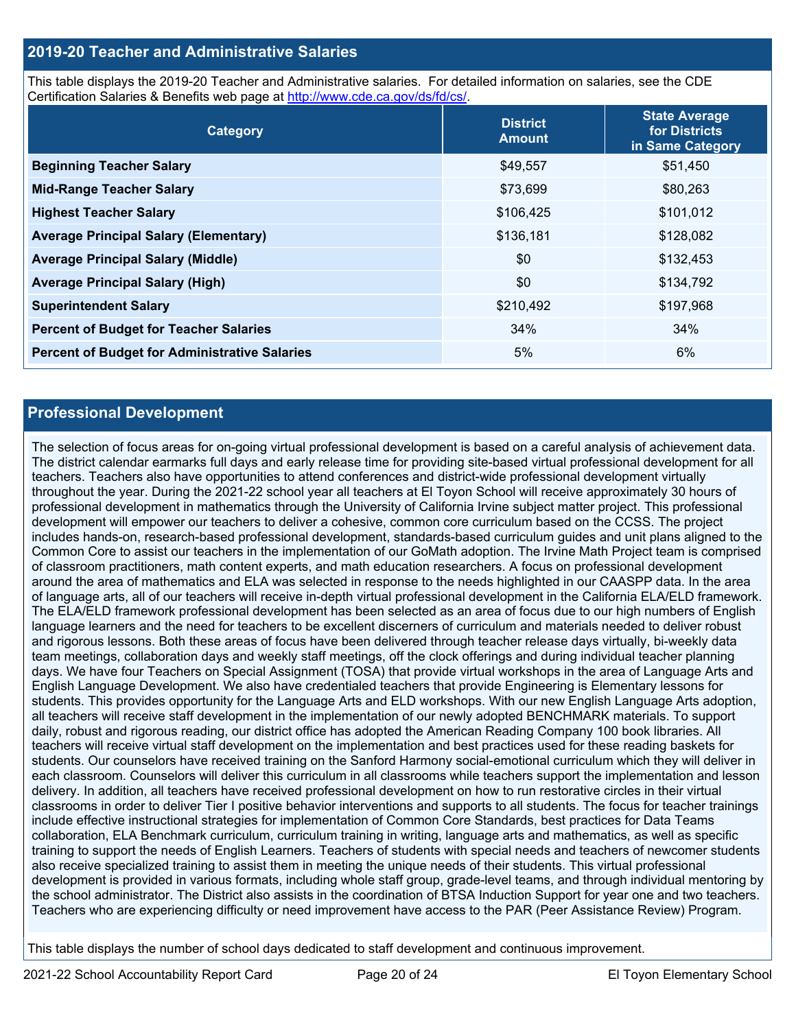## 2019-20 Teacher and Administrative Salaries

This table displays the 2019-20 Teacher and Administrative salaries. For detailed information on salaries, see the CDE Certification Salaries & Benefits web page at http://www.cde.ca.gov/ds/fd/cs/.

| Category | District Amount | State Average for Districts in Same Category |
|---|---|---|
| **Beginning Teacher Salary** | $49,557 | $51,450 |
| **Mid-Range Teacher Salary** | $73,699 | $80,263 |
| **Highest Teacher Salary** | $106,425 | $101,012 |
| **Average Principal Salary (Elementary)** | $136,181 | $128,082 |
| **Average Principal Salary (Middle)** | $0 | $132,453 |
| **Average Principal Salary (High)** | $0 | $134,792 |
| **Superintendent Salary** | $210,492 | $197,968 |
| **Percent of Budget for Teacher Salaries** | 34% | 34% |
| **Percent of Budget for Administrative Salaries** | 5% | 6% |

## Professional Development

The selection of focus areas for on-going virtual professional development is based on a careful analysis of achievement data. The district calendar earmarks full days and early release time for providing site-based virtual professional development for all teachers. Teachers also have opportunities to attend conferences and district-wide professional development virtually throughout the year. During the 2021-22 school year all teachers at El Toyon School will receive approximately 30 hours of professional development in mathematics through the University of California Irvine subject matter project. This professional development will empower our teachers to deliver a cohesive, common core curriculum based on the CCSS. The project includes hands-on, research-based professional development, standards-based curriculum guides and unit plans aligned to the Common Core to assist our teachers in the implementation of our GoMath adoption. The Irvine Math Project team is comprised of classroom practitioners, math content experts, and math education researchers. A focus on professional development around the area of mathematics and ELA was selected in response to the needs highlighted in our CAASPP data. In the area of language arts, all of our teachers will receive in-depth virtual professional development in the California ELA/ELD framework. The ELA/ELD framework professional development has been selected as an area of focus due to our high numbers of English language learners and the need for teachers to be excellent discerners of curriculum and materials needed to deliver robust and rigorous lessons. Both these areas of focus have been delivered through teacher release days virtually, bi-weekly data team meetings, collaboration days and weekly staff meetings, off the clock offerings and during individual teacher planning days. We have four Teachers on Special Assignment (TOSA) that provide virtual workshops in the area of Language Arts and English Language Development. We also have credentialed teachers that provide Engineering is Elementary lessons for students. This provides opportunity for the Language Arts and ELD workshops. With our new English Language Arts adoption, all teachers will receive staff development in the implementation of our newly adopted BENCHMARK materials. To support daily, robust and rigorous reading, our district office has adopted the American Reading Company 100 book libraries. All teachers will receive virtual staff development on the implementation and best practices used for these reading baskets for students. Our counselors have received training on the Sanford Harmony social-emotional curriculum which they will deliver in each classroom. Counselors will deliver this curriculum in all classrooms while teachers support the implementation and lesson delivery. In addition, all teachers have received professional development on how to run restorative circles in their virtual classrooms in order to deliver Tier I positive behavior interventions and supports to all students. The focus for teacher trainings include effective instructional strategies for implementation of Common Core Standards, best practices for Data Teams collaboration, ELA Benchmark curriculum, curriculum training in writing, language arts and mathematics, as well as specific training to support the needs of English Learners. Teachers of students with special needs and teachers of newcomer students also receive specialized training to assist them in meeting the unique needs of their students. This virtual professional development is provided in various formats, including whole staff group, grade-level teams, and through individual mentoring by the school administrator. The District also assists in the coordination of BTSA Induction Support for year one and two teachers. Teachers who are experiencing difficulty or need improvement have access to the PAR (Peer Assistance Review) Program.

This table displays the number of school days dedicated to staff development and continuous improvement.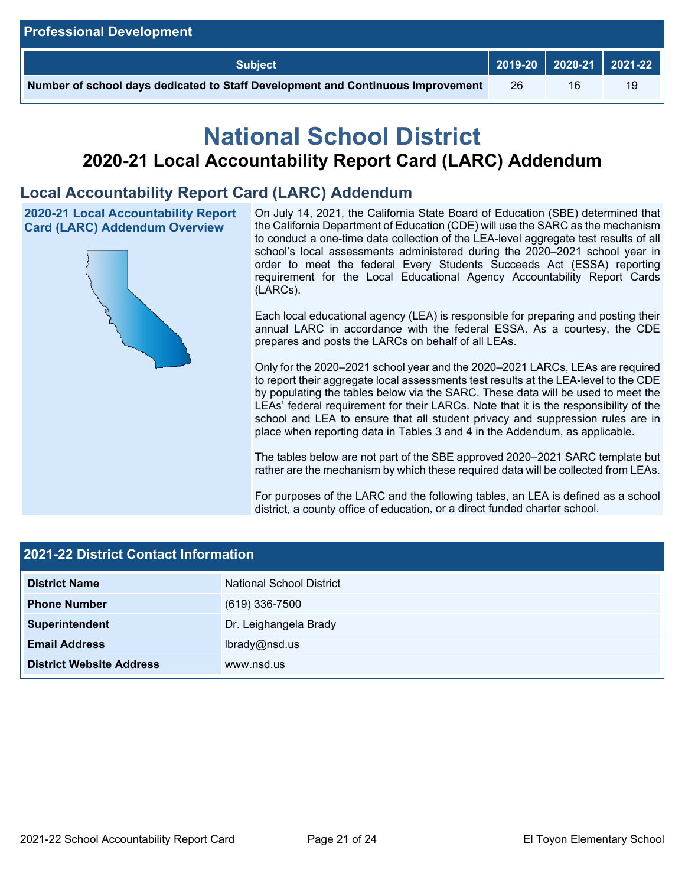## Professional Development

| Subject | 2019-20 | 2020-21 | 2021-22 |
|---|---|---|---|
| Number of school days dedicated to Staff Development and Continuous Improvement | 26 | 16 | 19 |

# National School District

## 2020-21 Local Accountability Report Card (LARC) Addendum

## Local Accountability Report Card (LARC) Addendum

### 2020-21 Local Accountability Report Card (LARC) Addendum Overview

On July 14, 2021, the California State Board of Education (SBE) determined that the California Department of Education (CDE) will use the SARC as the mechanism to conduct a one-time data collection of the LEA-level aggregate test results of all school's local assessments administered during the 2020–2021 school year in order to meet the federal Every Students Succeeds Act (ESSA) reporting requirement for the Local Educational Agency Accountability Report Cards (LARCs).

Each local educational agency (LEA) is responsible for preparing and posting their annual LARC in accordance with the federal ESSA. As a courtesy, the CDE prepares and posts the LARCs on behalf of all LEAs.

Only for the 2020–2021 school year and the 2020–2021 LARCs, LEAs are required to report their aggregate local assessments test results at the LEA-level to the CDE by populating the tables below via the SARC. These data will be used to meet the LEAs' federal requirement for their LARCs. Note that it is the responsibility of the school and LEA to ensure that all student privacy and suppression rules are in place when reporting data in Tables 3 and 4 in the Addendum, as applicable.

The tables below are not part of the SBE approved 2020–2021 SARC template but rather are the mechanism by which these required data will be collected from LEAs.

For purposes of the LARC and the following tables, an LEA is defined as a school district, a county office of education, or a direct funded charter school.

## 2021-22 District Contact Information

| | |
|---|---|
| **District Name** | National School District |
| **Phone Number** | (619) 336-7500 |
| **Superintendent** | Dr. Leighangela Brady |
| **Email Address** | lbrady@nsd.us |
| **District Website Address** | www.nsd.us |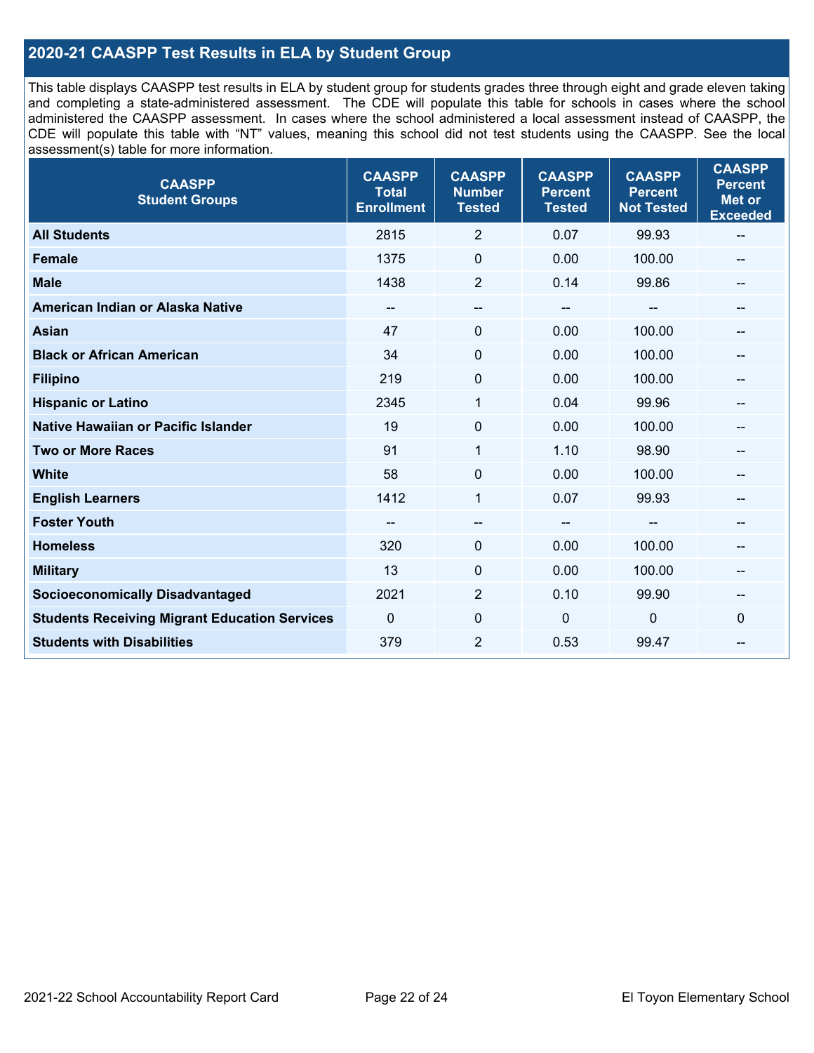## 2020-21 CAASPP Test Results in ELA by Student Group

This table displays CAASPP test results in ELA by student group for students grades three through eight and grade eleven taking and completing a state-administered assessment. The CDE will populate this table for schools in cases where the school administered the CAASPP assessment. In cases where the school administered a local assessment instead of CAASPP, the CDE will populate this table with "NT" values, meaning this school did not test students using the CAASPP. See the local assessment(s) table for more information.

| CAASPP Student Groups | CAASPP Total Enrollment | CAASPP Number Tested | CAASPP Percent Tested | CAASPP Percent Not Tested | CAASPP Percent Met or Exceeded |
|---|---|---|---|---|---|
| **All Students** | 2815 | 2 | 0.07 | 99.93 | -- |
| **Female** | 1375 | 0 | 0.00 | 100.00 | -- |
| **Male** | 1438 | 2 | 0.14 | 99.86 | -- |
| **American Indian or Alaska Native** | -- | -- | -- | -- | -- |
| **Asian** | 47 | 0 | 0.00 | 100.00 | -- |
| **Black or African American** | 34 | 0 | 0.00 | 100.00 | -- |
| **Filipino** | 219 | 0 | 0.00 | 100.00 | -- |
| **Hispanic or Latino** | 2345 | 1 | 0.04 | 99.96 | -- |
| **Native Hawaiian or Pacific Islander** | 19 | 0 | 0.00 | 100.00 | -- |
| **Two or More Races** | 91 | 1 | 1.10 | 98.90 | -- |
| **White** | 58 | 0 | 0.00 | 100.00 | -- |
| **English Learners** | 1412 | 1 | 0.07 | 99.93 | -- |
| **Foster Youth** | -- | -- | -- | -- | -- |
| **Homeless** | 320 | 0 | 0.00 | 100.00 | -- |
| **Military** | 13 | 0 | 0.00 | 100.00 | -- |
| **Socioeconomically Disadvantaged** | 2021 | 2 | 0.10 | 99.90 | -- |
| **Students Receiving Migrant Education Services** | 0 | 0 | 0 | 0 | 0 |
| **Students with Disabilities** | 379 | 2 | 0.53 | 99.47 | -- |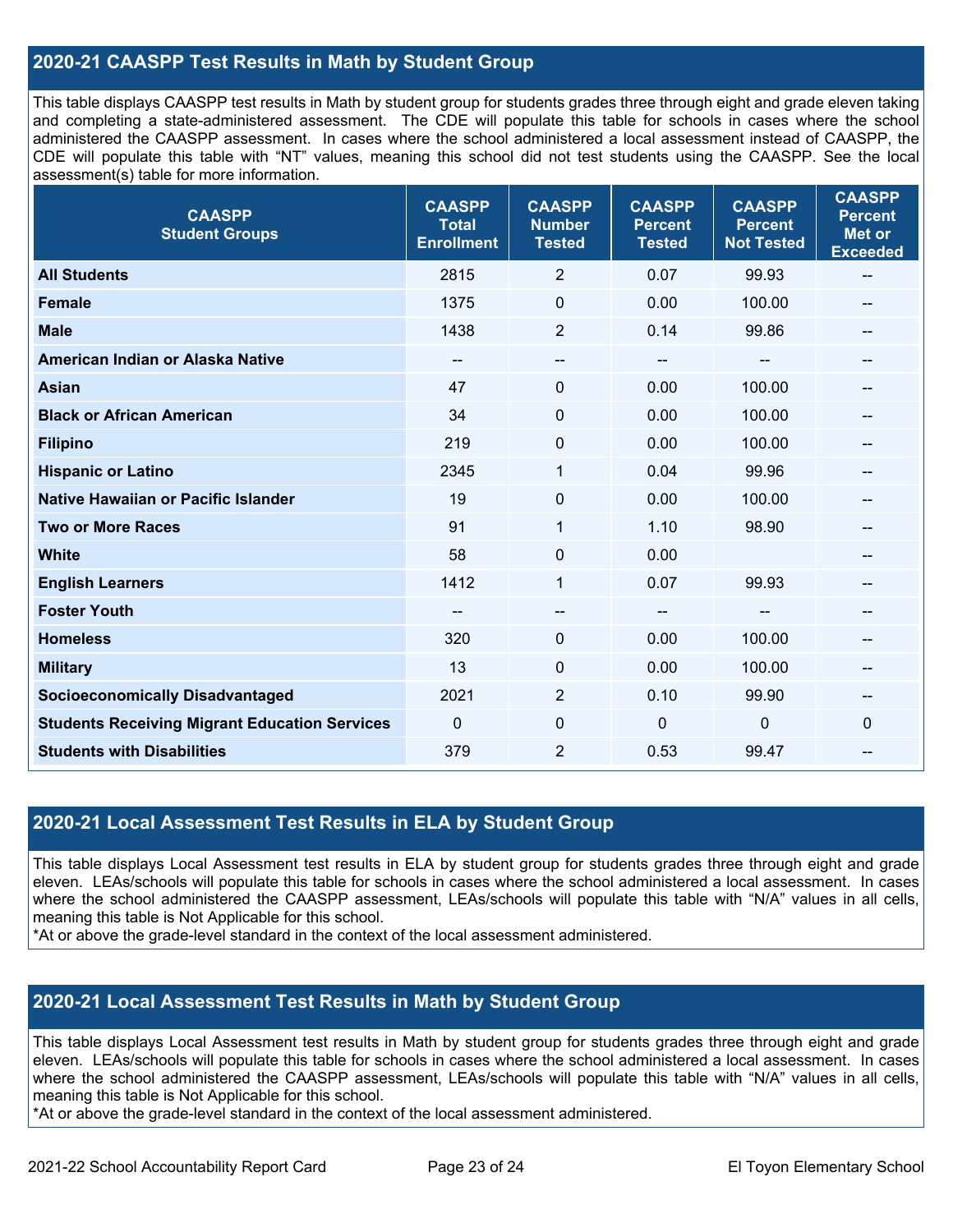## 2020-21 CAASPP Test Results in Math by Student Group

This table displays CAASPP test results in Math by student group for students grades three through eight and grade eleven taking and completing a state-administered assessment. The CDE will populate this table for schools in cases where the school administered the CAASPP assessment. In cases where the school administered a local assessment instead of CAASPP, the CDE will populate this table with "NT" values, meaning this school did not test students using the CAASPP. See the local assessment(s) table for more information.

| CAASPP Student Groups | CAASPP Total Enrollment | CAASPP Number Tested | CAASPP Percent Tested | CAASPP Percent Not Tested | CAASPP Percent Met or Exceeded |
|---|---|---|---|---|---|
| **All Students** | 2815 | 2 | 0.07 | 99.93 | -- |
| **Female** | 1375 | 0 | 0.00 | 100.00 | -- |
| **Male** | 1438 | 2 | 0.14 | 99.86 | -- |
| **American Indian or Alaska Native** | -- | -- | -- | -- | -- |
| **Asian** | 47 | 0 | 0.00 | 100.00 | -- |
| **Black or African American** | 34 | 0 | 0.00 | 100.00 | -- |
| **Filipino** | 219 | 0 | 0.00 | 100.00 | -- |
| **Hispanic or Latino** | 2345 | 1 | 0.04 | 99.96 | -- |
| **Native Hawaiian or Pacific Islander** | 19 | 0 | 0.00 | 100.00 | -- |
| **Two or More Races** | 91 | 1 | 1.10 | 98.90 | -- |
| **White** | 58 | 0 | 0.00 | | -- |
| **English Learners** | 1412 | 1 | 0.07 | 99.93 | -- |
| **Foster Youth** | -- | -- | -- | -- | -- |
| **Homeless** | 320 | 0 | 0.00 | 100.00 | -- |
| **Military** | 13 | 0 | 0.00 | 100.00 | -- |
| **Socioeconomically Disadvantaged** | 2021 | 2 | 0.10 | 99.90 | -- |
| **Students Receiving Migrant Education Services** | 0 | 0 | 0 | 0 | 0 |
| **Students with Disabilities** | 379 | 2 | 0.53 | 99.47 | -- |

## 2020-21 Local Assessment Test Results in ELA by Student Group

This table displays Local Assessment test results in ELA by student group for students grades three through eight and grade eleven. LEAs/schools will populate this table for schools in cases where the school administered a local assessment. In cases where the school administered the CAASPP assessment, LEAs/schools will populate this table with "N/A" values in all cells, meaning this table is Not Applicable for this school.
*At or above the grade-level standard in the context of the local assessment administered.

## 2020-21 Local Assessment Test Results in Math by Student Group

This table displays Local Assessment test results in Math by student group for students grades three through eight and grade eleven. LEAs/schools will populate this table for schools in cases where the school administered a local assessment. In cases where the school administered the CAASPP assessment, LEAs/schools will populate this table with "N/A" values in all cells, meaning this table is Not Applicable for this school.
*At or above the grade-level standard in the context of the local assessment administered.